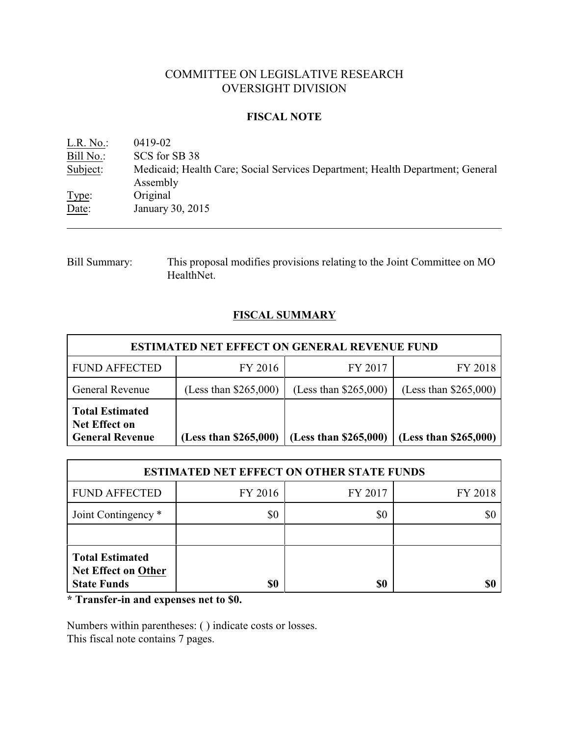# COMMITTEE ON LEGISLATIVE RESEARCH
# OVERSIGHT DIVISION

## FISCAL NOTE

L.R. No.: 0419-02
Bill No.: SCS for SB 38
Subject: Medicaid; Health Care; Social Services Department; Health Department; General Assembly
Type: Original
Date: January 30, 2015

---

Bill Summary: This proposal modifies provisions relating to the Joint Committee on MO HealthNet.

## FISCAL SUMMARY

| ESTIMATED NET EFFECT ON GENERAL REVENUE FUND | | | |
|---|---|---|---|
| FUND AFFECTED | FY 2016 | FY 2017 | FY 2018 |
| General Revenue | (Less than $265,000) | (Less than $265,000) | (Less than $265,000) |
| **Total Estimated Net Effect on General Revenue** | **(Less than $265,000)** | **(Less than $265,000)** | **(Less than $265,000)** |

| ESTIMATED NET EFFECT ON OTHER STATE FUNDS | | | |
|---|---|---|---|
| FUND AFFECTED | FY 2016 | FY 2017 | FY 2018 |
| Joint Contingency * | $0 | $0 | $0 |
| | | | |
| **Total Estimated Net Effect on Other State Funds** | **$0** | **$0** | **$0** |

**\* Transfer-in and expenses net to $0.**

Numbers within parentheses: ( ) indicate costs or losses.
This fiscal note contains 7 pages.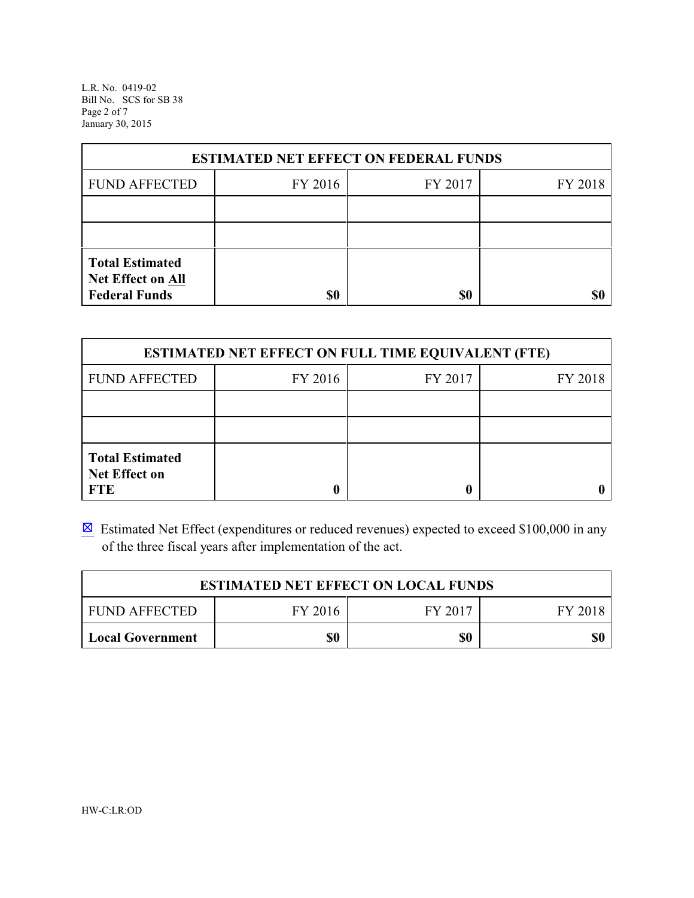| ESTIMATED NET EFFECT ON FEDERAL FUNDS | | | |
|---|---|---|---|
| FUND AFFECTED | FY 2016 | FY 2017 | FY 2018 |
| | | | |
| | | | |
| **Total Estimated Net Effect on All Federal Funds** | **$0** | **$0** | **$0** |

| ESTIMATED NET EFFECT ON FULL TIME EQUIVALENT (FTE) | | | |
|---|---|---|---|
| FUND AFFECTED | FY 2016 | FY 2017 | FY 2018 |
| | | | |
| | | | |
| **Total Estimated Net Effect on FTE** | **0** | **0** | **0** |

☒ Estimated Net Effect (expenditures or reduced revenues) expected to exceed $100,000 in any of the three fiscal years after implementation of the act.

| ESTIMATED NET EFFECT ON LOCAL FUNDS | | | |
|---|---|---|---|
| FUND AFFECTED | FY 2016 | FY 2017 | FY 2018 |
| **Local Government** | **$0** | **$0** | **$0** |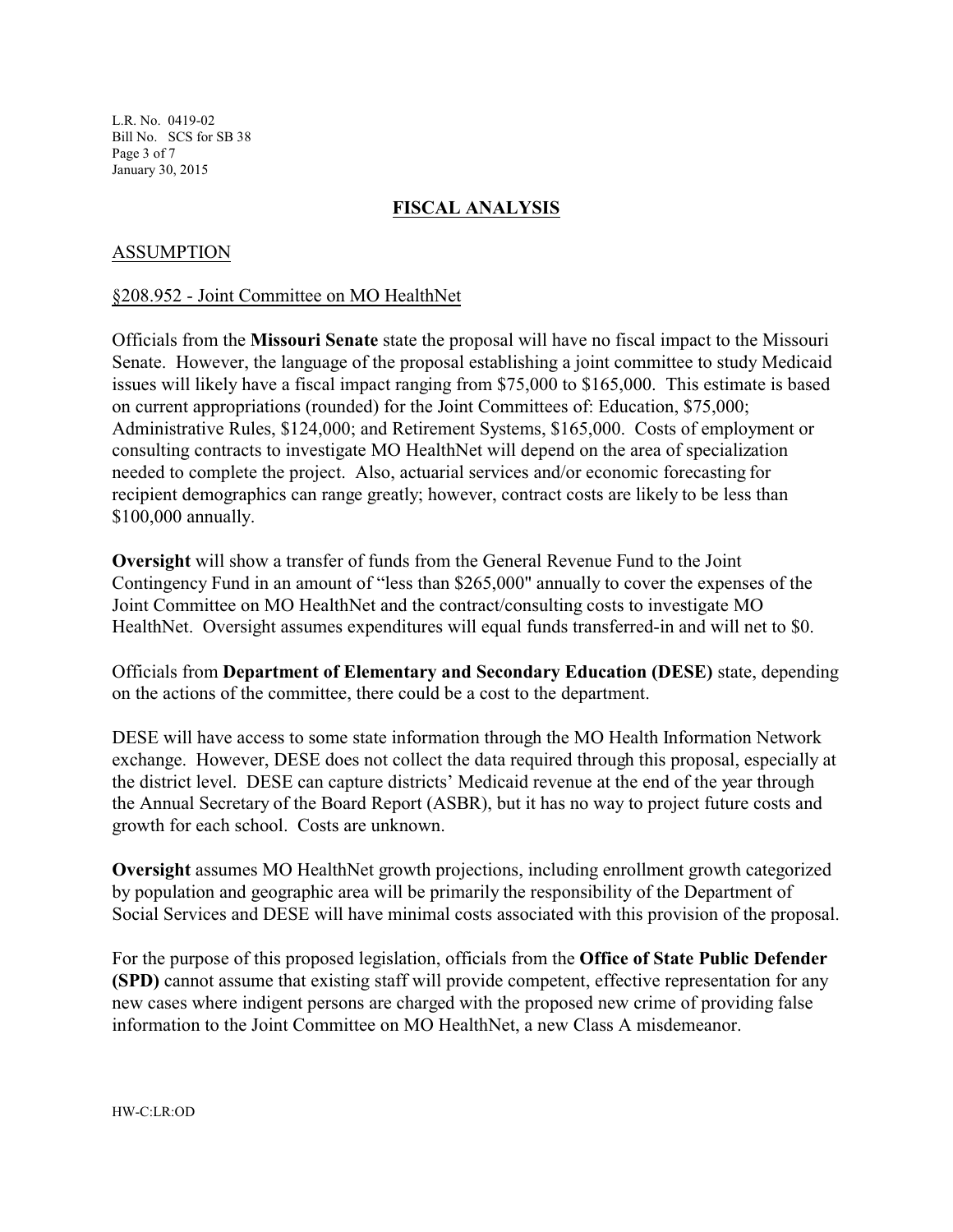## FISCAL ANALYSIS

### ASSUMPTION

§208.952 - Joint Committee on MO HealthNet

Officials from the **Missouri Senate** state the proposal will have no fiscal impact to the Missouri Senate. However, the language of the proposal establishing a joint committee to study Medicaid issues will likely have a fiscal impact ranging from $75,000 to $165,000. This estimate is based on current appropriations (rounded) for the Joint Committees of: Education, $75,000; Administrative Rules, $124,000; and Retirement Systems, $165,000. Costs of employment or consulting contracts to investigate MO HealthNet will depend on the area of specialization needed to complete the project. Also, actuarial services and/or economic forecasting for recipient demographics can range greatly; however, contract costs are likely to be less than $100,000 annually.

**Oversight** will show a transfer of funds from the General Revenue Fund to the Joint Contingency Fund in an amount of "less than $265,000" annually to cover the expenses of the Joint Committee on MO HealthNet and the contract/consulting costs to investigate MO HealthNet. Oversight assumes expenditures will equal funds transferred-in and will net to $0.

Officials from **Department of Elementary and Secondary Education (DESE)** state, depending on the actions of the committee, there could be a cost to the department.

DESE will have access to some state information through the MO Health Information Network exchange. However, DESE does not collect the data required through this proposal, especially at the district level. DESE can capture districts' Medicaid revenue at the end of the year through the Annual Secretary of the Board Report (ASBR), but it has no way to project future costs and growth for each school. Costs are unknown.

**Oversight** assumes MO HealthNet growth projections, including enrollment growth categorized by population and geographic area will be primarily the responsibility of the Department of Social Services and DESE will have minimal costs associated with this provision of the proposal.

For the purpose of this proposed legislation, officials from the **Office of State Public Defender (SPD)** cannot assume that existing staff will provide competent, effective representation for any new cases where indigent persons are charged with the proposed new crime of providing false information to the Joint Committee on MO HealthNet, a new Class A misdemeanor.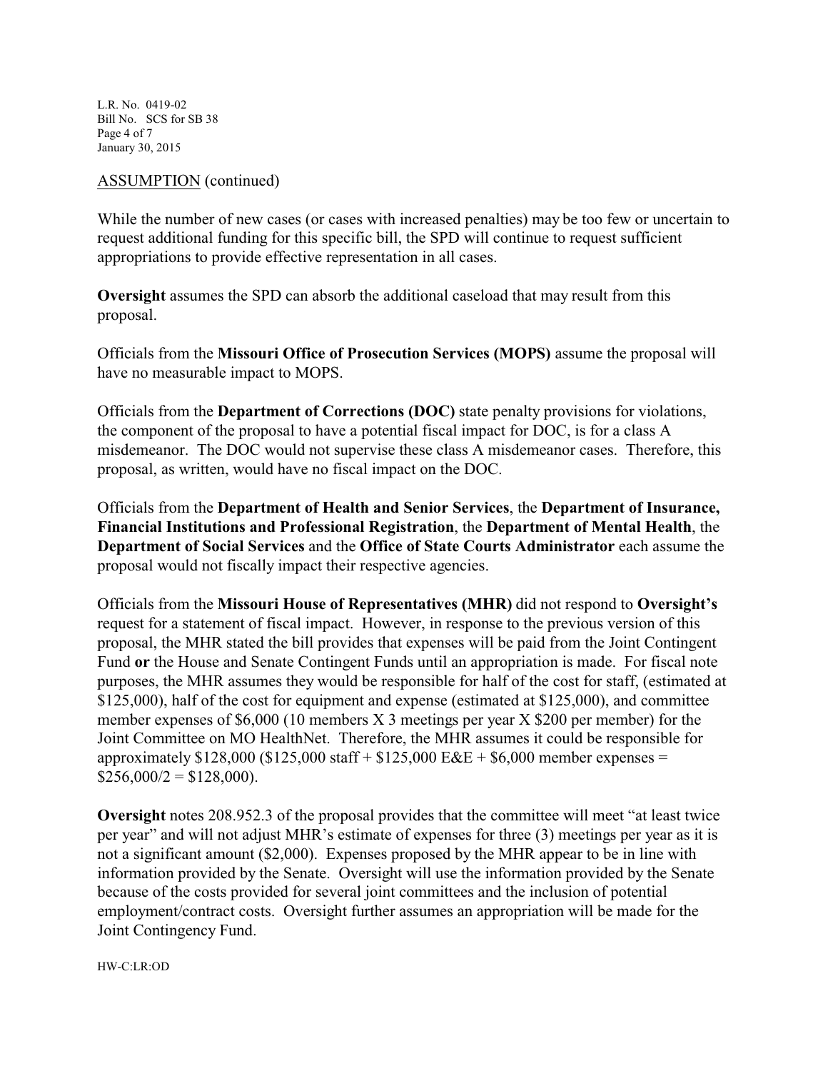ASSUMPTION (continued)

While the number of new cases (or cases with increased penalties) may be too few or uncertain to request additional funding for this specific bill, the SPD will continue to request sufficient appropriations to provide effective representation in all cases.

**Oversight** assumes the SPD can absorb the additional caseload that may result from this proposal.

Officials from the **Missouri Office of Prosecution Services (MOPS)** assume the proposal will have no measurable impact to MOPS.

Officials from the **Department of Corrections (DOC)** state penalty provisions for violations, the component of the proposal to have a potential fiscal impact for DOC, is for a class A misdemeanor. The DOC would not supervise these class A misdemeanor cases. Therefore, this proposal, as written, would have no fiscal impact on the DOC.

Officials from the **Department of Health and Senior Services**, the **Department of Insurance, Financial Institutions and Professional Registration**, the **Department of Mental Health**, the **Department of Social Services** and the **Office of State Courts Administrator** each assume the proposal would not fiscally impact their respective agencies.

Officials from the **Missouri House of Representatives (MHR)** did not respond to **Oversight's** request for a statement of fiscal impact. However, in response to the previous version of this proposal, the MHR stated the bill provides that expenses will be paid from the Joint Contingent Fund **or** the House and Senate Contingent Funds until an appropriation is made. For fiscal note purposes, the MHR assumes they would be responsible for half of the cost for staff, (estimated at $125,000), half of the cost for equipment and expense (estimated at $125,000), and committee member expenses of $6,000 (10 members X 3 meetings per year X $200 per member) for the Joint Committee on MO HealthNet. Therefore, the MHR assumes it could be responsible for approximately $128,000 ($125,000 staff + $125,000 E&E + $6,000 member expenses = $256,000/2 = $128,000).

**Oversight** notes 208.952.3 of the proposal provides that the committee will meet "at least twice per year" and will not adjust MHR's estimate of expenses for three (3) meetings per year as it is not a significant amount ($2,000). Expenses proposed by the MHR appear to be in line with information provided by the Senate. Oversight will use the information provided by the Senate because of the costs provided for several joint committees and the inclusion of potential employment/contract costs. Oversight further assumes an appropriation will be made for the Joint Contingency Fund.

HW-C:LR:OD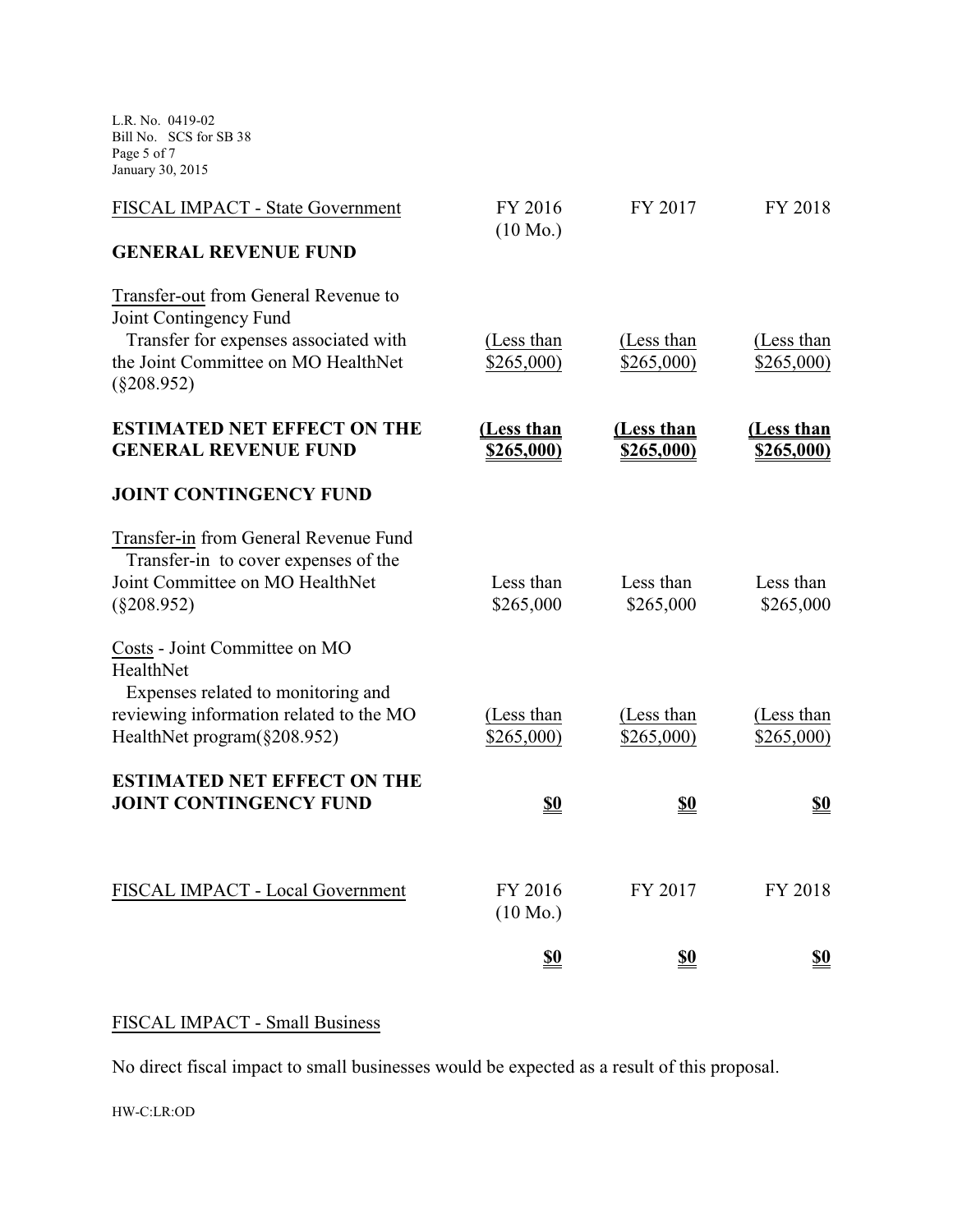| FISCAL IMPACT - State Government | FY 2016 (10 Mo.) | FY 2017 | FY 2018 |
|---|---|---|---|
| **GENERAL REVENUE FUND** | | | |
| Transfer-out from General Revenue to Joint Contingency Fund | | | |
| Transfer for expenses associated with the Joint Committee on MO HealthNet (§208.952) | (Less than $265,000) | (Less than $265,000) | (Less than $265,000) |
| **ESTIMATED NET EFFECT ON THE GENERAL REVENUE FUND** | **(Less than $265,000)** | **(Less than $265,000)** | **(Less than $265,000)** |
| **JOINT CONTINGENCY FUND** | | | |
| Transfer-in from General Revenue Fund | | | |
| Transfer-in to cover expenses of the Joint Committee on MO HealthNet (§208.952) | Less than $265,000 | Less than $265,000 | Less than $265,000 |
| Costs - Joint Committee on MO HealthNet | | | |
| Expenses related to monitoring and reviewing information related to the MO HealthNet program(§208.952) | (Less than $265,000) | (Less than $265,000) | (Less than $265,000) |
| **ESTIMATED NET EFFECT ON THE JOINT CONTINGENCY FUND** | **$0** | **$0** | **$0** |

| FISCAL IMPACT - Local Government | FY 2016 (10 Mo.) | FY 2017 | FY 2018 |
|---|---|---|---|
| | **$0** | **$0** | **$0** |

FISCAL IMPACT - Small Business

No direct fiscal impact to small businesses would be expected as a result of this proposal.

HW-C:LR:OD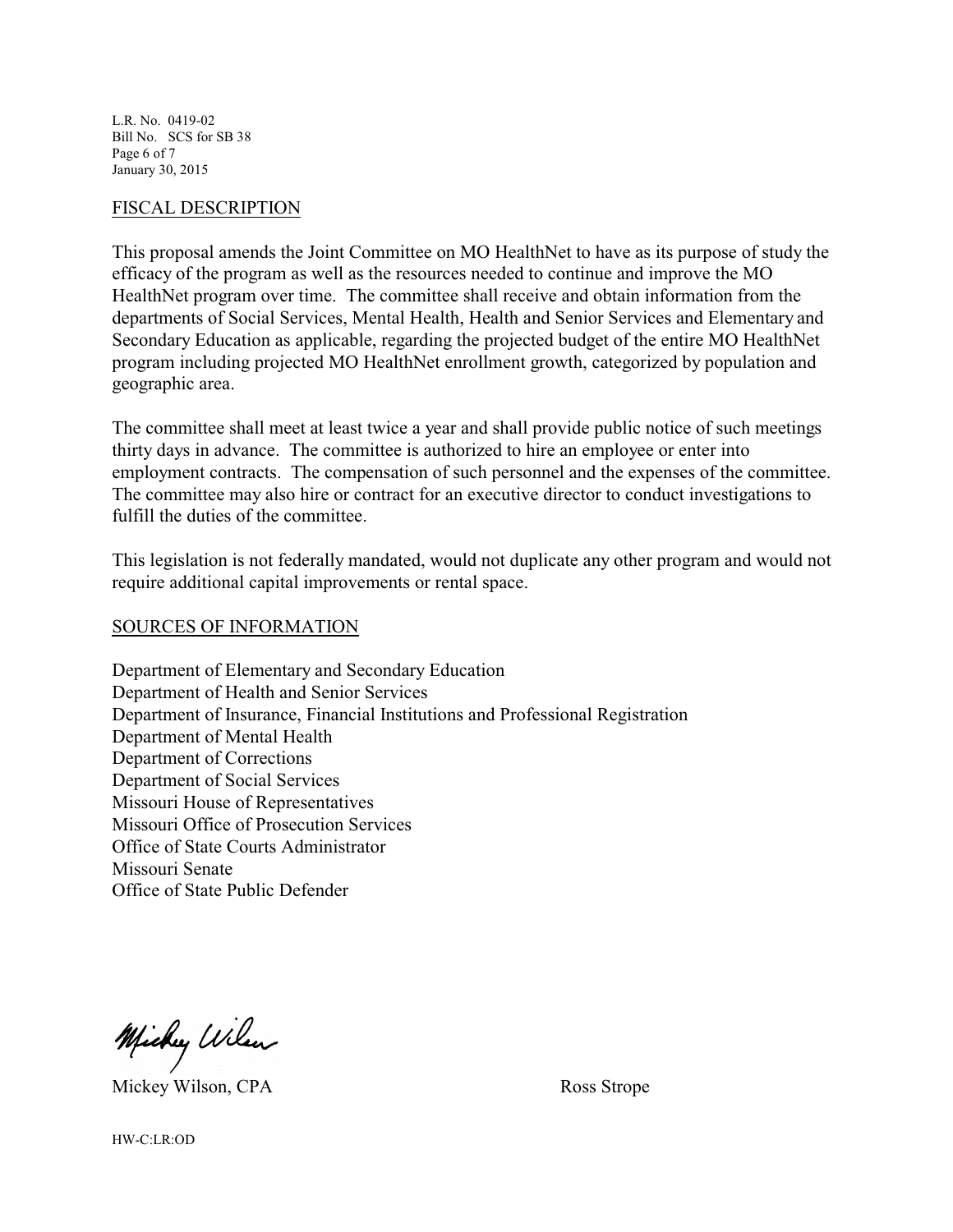L.R. No. 0419-02
Bill No. SCS for SB 38
January 30, 2015

## FISCAL DESCRIPTION

This proposal amends the Joint Committee on MO HealthNet to have as its purpose of study the efficacy of the program as well as the resources needed to continue and improve the MO HealthNet program over time. The committee shall receive and obtain information from the departments of Social Services, Mental Health, Health and Senior Services and Elementary and Secondary Education as applicable, regarding the projected budget of the entire MO HealthNet program including projected MO HealthNet enrollment growth, categorized by population and geographic area.

The committee shall meet at least twice a year and shall provide public notice of such meetings thirty days in advance. The committee is authorized to hire an employee or enter into employment contracts. The compensation of such personnel and the expenses of the committee. The committee may also hire or contract for an executive director to conduct investigations to fulfill the duties of the committee.

This legislation is not federally mandated, would not duplicate any other program and would not require additional capital improvements or rental space.

## SOURCES OF INFORMATION

Department of Elementary and Secondary Education
Department of Health and Senior Services
Department of Insurance, Financial Institutions and Professional Registration
Department of Mental Health
Department of Corrections
Department of Social Services
Missouri House of Representatives
Missouri Office of Prosecution Services
Office of State Courts Administrator
Missouri Senate
Office of State Public Defender

Mickey Wilson, CPA                                        Ross Strope

HW-C:LR:OD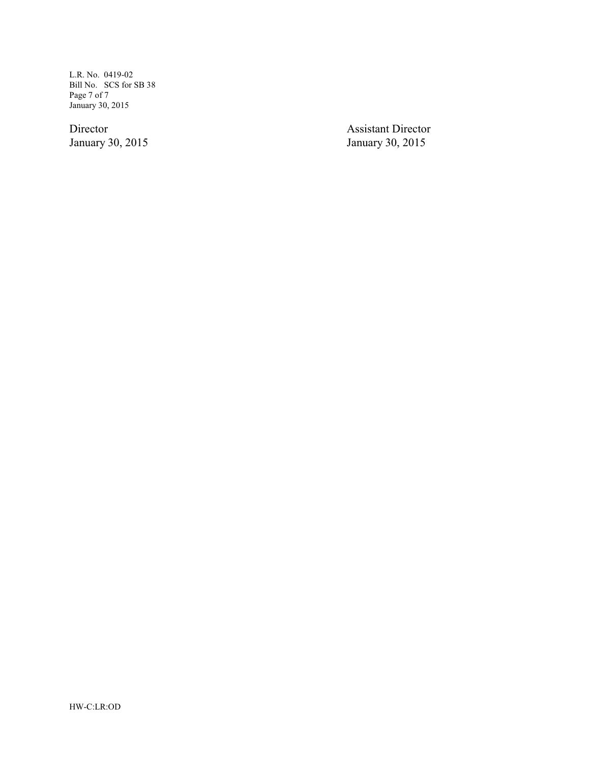Director
January 30, 2015

Assistant Director
January 30, 2015